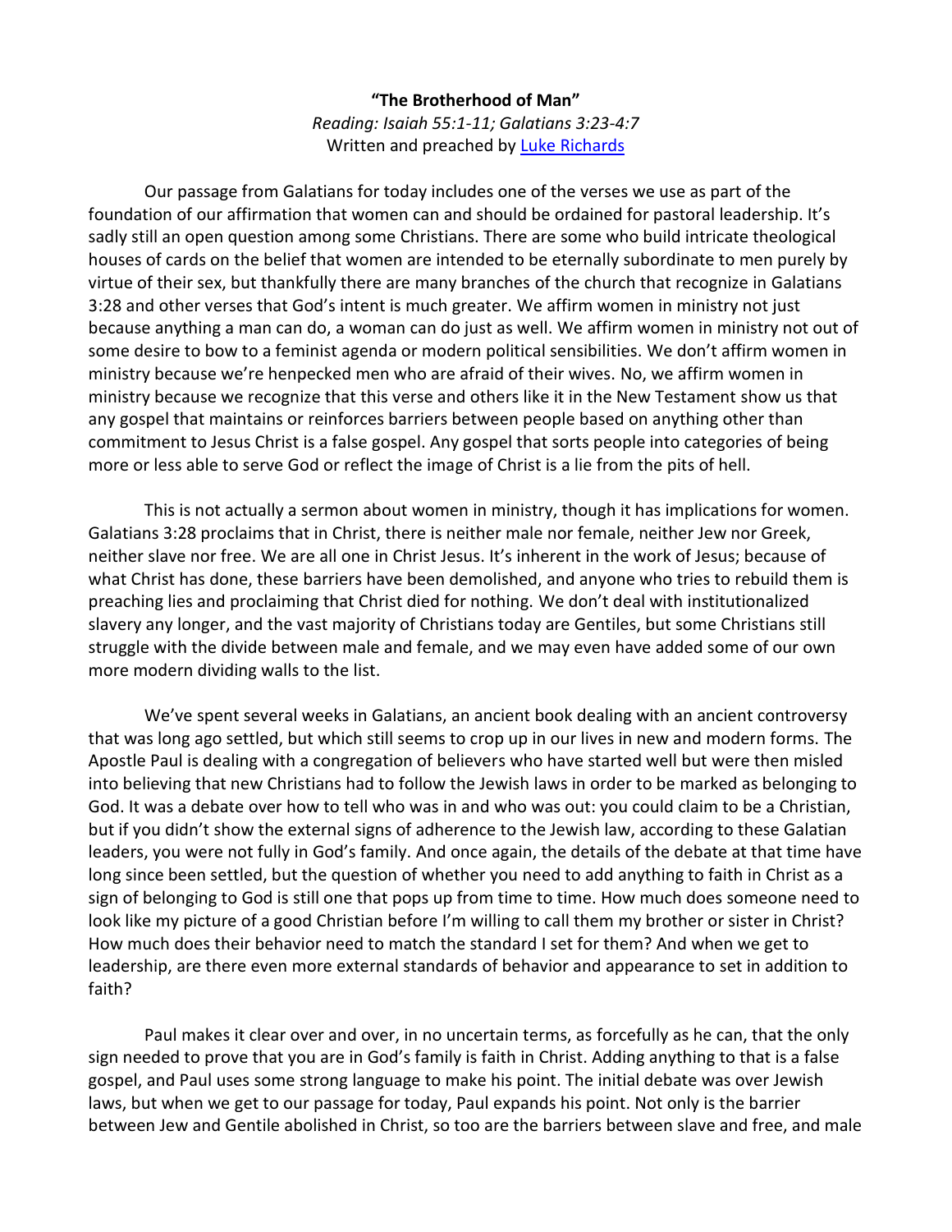**"The Brotherhood of Man"**

*Reading: Isaiah 55:1-11; Galatians 3:23-4:7*

Written and preached by [Luke Richards]

Our passage from Galatians for today includes one of the verses we use as part of the foundation of our affirmation that women can and should be ordained for pastoral leadership. It's sadly still an open question among some Christians. There are some who build intricate theological houses of cards on the belief that women are intended to be eternally subordinate to men purely by virtue of their sex, but thankfully there are many branches of the church that recognize in Galatians 3:28 and other verses that God's intent is much greater. We affirm women in ministry not just because anything a man can do, a woman can do just as well. We affirm women in ministry not out of some desire to bow to a feminist agenda or modern political sensibilities. We don't affirm women in ministry because we're henpecked men who are afraid of their wives. No, we affirm women in ministry because we recognize that this verse and others like it in the New Testament show us that any gospel that maintains or reinforces barriers between people based on anything other than commitment to Jesus Christ is a false gospel. Any gospel that sorts people into categories of being more or less able to serve God or reflect the image of Christ is a lie from the pits of hell.

This is not actually a sermon about women in ministry, though it has implications for women. Galatians 3:28 proclaims that in Christ, there is neither male nor female, neither Jew nor Greek, neither slave nor free. We are all one in Christ Jesus. It's inherent in the work of Jesus; because of what Christ has done, these barriers have been demolished, and anyone who tries to rebuild them is preaching lies and proclaiming that Christ died for nothing. We don't deal with institutionalized slavery any longer, and the vast majority of Christians today are Gentiles, but some Christians still struggle with the divide between male and female, and we may even have added some of our own more modern dividing walls to the list.

We've spent several weeks in Galatians, an ancient book dealing with an ancient controversy that was long ago settled, but which still seems to crop up in our lives in new and modern forms. The Apostle Paul is dealing with a congregation of believers who have started well but were then misled into believing that new Christians had to follow the Jewish laws in order to be marked as belonging to God. It was a debate over how to tell who was in and who was out: you could claim to be a Christian, but if you didn't show the external signs of adherence to the Jewish law, according to these Galatian leaders, you were not fully in God's family. And once again, the details of the debate at that time have long since been settled, but the question of whether you need to add anything to faith in Christ as a sign of belonging to God is still one that pops up from time to time. How much does someone need to look like my picture of a good Christian before I'm willing to call them my brother or sister in Christ? How much does their behavior need to match the standard I set for them? And when we get to leadership, are there even more external standards of behavior and appearance to set in addition to faith?

Paul makes it clear over and over, in no uncertain terms, as forcefully as he can, that the only sign needed to prove that you are in God's family is faith in Christ. Adding anything to that is a false gospel, and Paul uses some strong language to make his point. The initial debate was over Jewish laws, but when we get to our passage for today, Paul expands his point. Not only is the barrier between Jew and Gentile abolished in Christ, so too are the barriers between slave and free, and male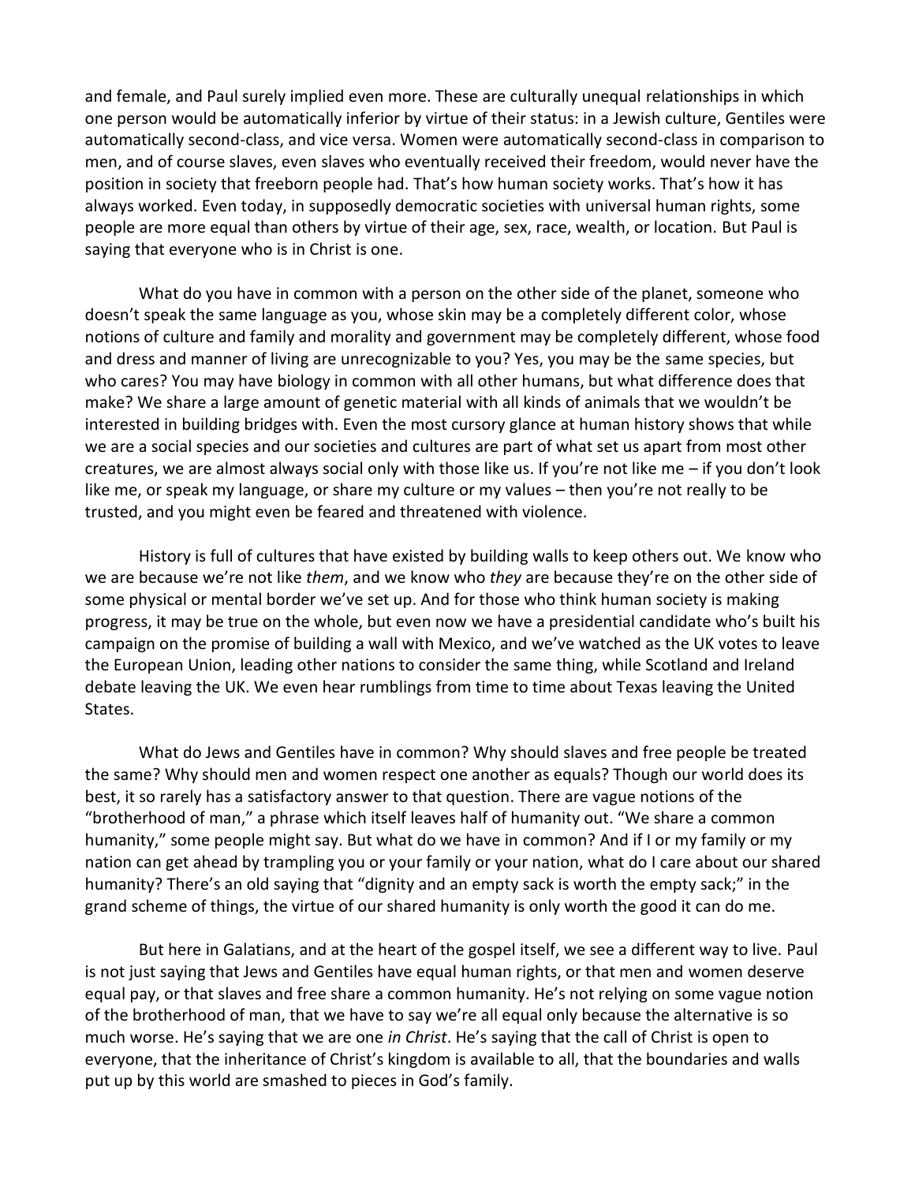and female, and Paul surely implied even more. These are culturally unequal relationships in which one person would be automatically inferior by virtue of their status: in a Jewish culture, Gentiles were automatically second-class, and vice versa. Women were automatically second-class in comparison to men, and of course slaves, even slaves who eventually received their freedom, would never have the position in society that freeborn people had. That's how human society works. That's how it has always worked. Even today, in supposedly democratic societies with universal human rights, some people are more equal than others by virtue of their age, sex, race, wealth, or location. But Paul is saying that everyone who is in Christ is one.

What do you have in common with a person on the other side of the planet, someone who doesn't speak the same language as you, whose skin may be a completely different color, whose notions of culture and family and morality and government may be completely different, whose food and dress and manner of living are unrecognizable to you? Yes, you may be the same species, but who cares? You may have biology in common with all other humans, but what difference does that make? We share a large amount of genetic material with all kinds of animals that we wouldn't be interested in building bridges with. Even the most cursory glance at human history shows that while we are a social species and our societies and cultures are part of what set us apart from most other creatures, we are almost always social only with those like us. If you're not like me – if you don't look like me, or speak my language, or share my culture or my values – then you're not really to be trusted, and you might even be feared and threatened with violence.

History is full of cultures that have existed by building walls to keep others out. We know who we are because we're not like *them*, and we know who *they* are because they're on the other side of some physical or mental border we've set up. And for those who think human society is making progress, it may be true on the whole, but even now we have a presidential candidate who's built his campaign on the promise of building a wall with Mexico, and we've watched as the UK votes to leave the European Union, leading other nations to consider the same thing, while Scotland and Ireland debate leaving the UK. We even hear rumblings from time to time about Texas leaving the United States.

What do Jews and Gentiles have in common? Why should slaves and free people be treated the same? Why should men and women respect one another as equals? Though our world does its best, it so rarely has a satisfactory answer to that question. There are vague notions of the "brotherhood of man," a phrase which itself leaves half of humanity out. "We share a common humanity," some people might say. But what do we have in common? And if I or my family or my nation can get ahead by trampling you or your family or your nation, what do I care about our shared humanity? There's an old saying that "dignity and an empty sack is worth the empty sack;" in the grand scheme of things, the virtue of our shared humanity is only worth the good it can do me.

But here in Galatians, and at the heart of the gospel itself, we see a different way to live. Paul is not just saying that Jews and Gentiles have equal human rights, or that men and women deserve equal pay, or that slaves and free share a common humanity. He's not relying on some vague notion of the brotherhood of man, that we have to say we're all equal only because the alternative is so much worse. He's saying that we are one *in Christ*. He's saying that the call of Christ is open to everyone, that the inheritance of Christ's kingdom is available to all, that the boundaries and walls put up by this world are smashed to pieces in God's family.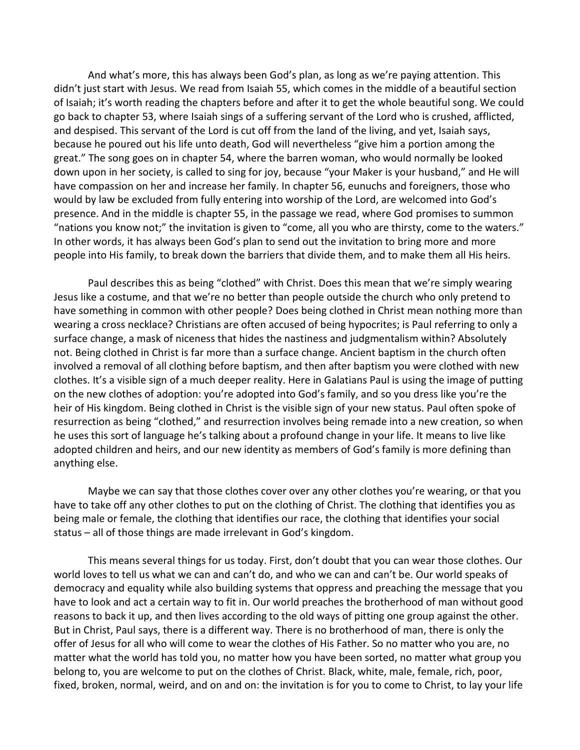And what's more, this has always been God's plan, as long as we're paying attention. This didn't just start with Jesus. We read from Isaiah 55, which comes in the middle of a beautiful section of Isaiah; it's worth reading the chapters before and after it to get the whole beautiful song. We could go back to chapter 53, where Isaiah sings of a suffering servant of the Lord who is crushed, afflicted, and despised. This servant of the Lord is cut off from the land of the living, and yet, Isaiah says, because he poured out his life unto death, God will nevertheless "give him a portion among the great." The song goes on in chapter 54, where the barren woman, who would normally be looked down upon in her society, is called to sing for joy, because "your Maker is your husband," and He will have compassion on her and increase her family. In chapter 56, eunuchs and foreigners, those who would by law be excluded from fully entering into worship of the Lord, are welcomed into God's presence. And in the middle is chapter 55, in the passage we read, where God promises to summon "nations you know not;" the invitation is given to "come, all you who are thirsty, come to the waters." In other words, it has always been God's plan to send out the invitation to bring more and more people into His family, to break down the barriers that divide them, and to make them all His heirs.

Paul describes this as being "clothed" with Christ. Does this mean that we're simply wearing Jesus like a costume, and that we're no better than people outside the church who only pretend to have something in common with other people? Does being clothed in Christ mean nothing more than wearing a cross necklace? Christians are often accused of being hypocrites; is Paul referring to only a surface change, a mask of niceness that hides the nastiness and judgmentalism within? Absolutely not. Being clothed in Christ is far more than a surface change. Ancient baptism in the church often involved a removal of all clothing before baptism, and then after baptism you were clothed with new clothes. It's a visible sign of a much deeper reality. Here in Galatians Paul is using the image of putting on the new clothes of adoption: you're adopted into God's family, and so you dress like you're the heir of His kingdom. Being clothed in Christ is the visible sign of your new status. Paul often spoke of resurrection as being "clothed," and resurrection involves being remade into a new creation, so when he uses this sort of language he's talking about a profound change in your life. It means to live like adopted children and heirs, and our new identity as members of God's family is more defining than anything else.

Maybe we can say that those clothes cover over any other clothes you're wearing, or that you have to take off any other clothes to put on the clothing of Christ. The clothing that identifies you as being male or female, the clothing that identifies our race, the clothing that identifies your social status – all of those things are made irrelevant in God's kingdom.

This means several things for us today. First, don't doubt that you can wear those clothes. Our world loves to tell us what we can and can't do, and who we can and can't be. Our world speaks of democracy and equality while also building systems that oppress and preaching the message that you have to look and act a certain way to fit in. Our world preaches the brotherhood of man without good reasons to back it up, and then lives according to the old ways of pitting one group against the other. But in Christ, Paul says, there is a different way. There is no brotherhood of man, there is only the offer of Jesus for all who will come to wear the clothes of His Father. So no matter who you are, no matter what the world has told you, no matter how you have been sorted, no matter what group you belong to, you are welcome to put on the clothes of Christ. Black, white, male, female, rich, poor, fixed, broken, normal, weird, and on and on: the invitation is for you to come to Christ, to lay your life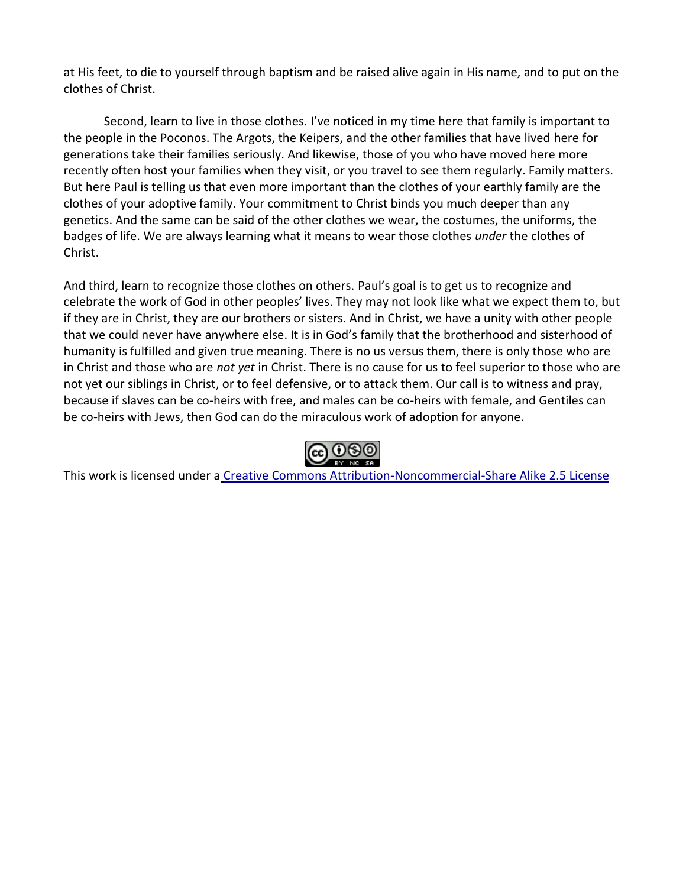at His feet, to die to yourself through baptism and be raised alive again in His name, and to put on the clothes of Christ.

Second, learn to live in those clothes. I've noticed in my time here that family is important to the people in the Poconos. The Argots, the Keipers, and the other families that have lived here for generations take their families seriously. And likewise, those of you who have moved here more recently often host your families when they visit, or you travel to see them regularly. Family matters. But here Paul is telling us that even more important than the clothes of your earthly family are the clothes of your adoptive family. Your commitment to Christ binds you much deeper than any genetics. And the same can be said of the other clothes we wear, the costumes, the uniforms, the badges of life. We are always learning what it means to wear those clothes *under* the clothes of Christ.

And third, learn to recognize those clothes on others. Paul's goal is to get us to recognize and celebrate the work of God in other peoples' lives. They may not look like what we expect them to, but if they are in Christ, they are our brothers or sisters. And in Christ, we have a unity with other people that we could never have anywhere else. It is in God's family that the brotherhood and sisterhood of humanity is fulfilled and given true meaning. There is no us versus them, there is only those who are in Christ and those who are *not yet* in Christ. There is no cause for us to feel superior to those who are not yet our siblings in Christ, or to feel defensive, or to attack them. Our call is to witness and pray, because if slaves can be co-heirs with free, and males can be co-heirs with female, and Gentiles can be co-heirs with Jews, then God can do the miraculous work of adoption for anyone.

This work is licensed under a [Creative Commons Attribution-Noncommercial-Share Alike 2.5 License]